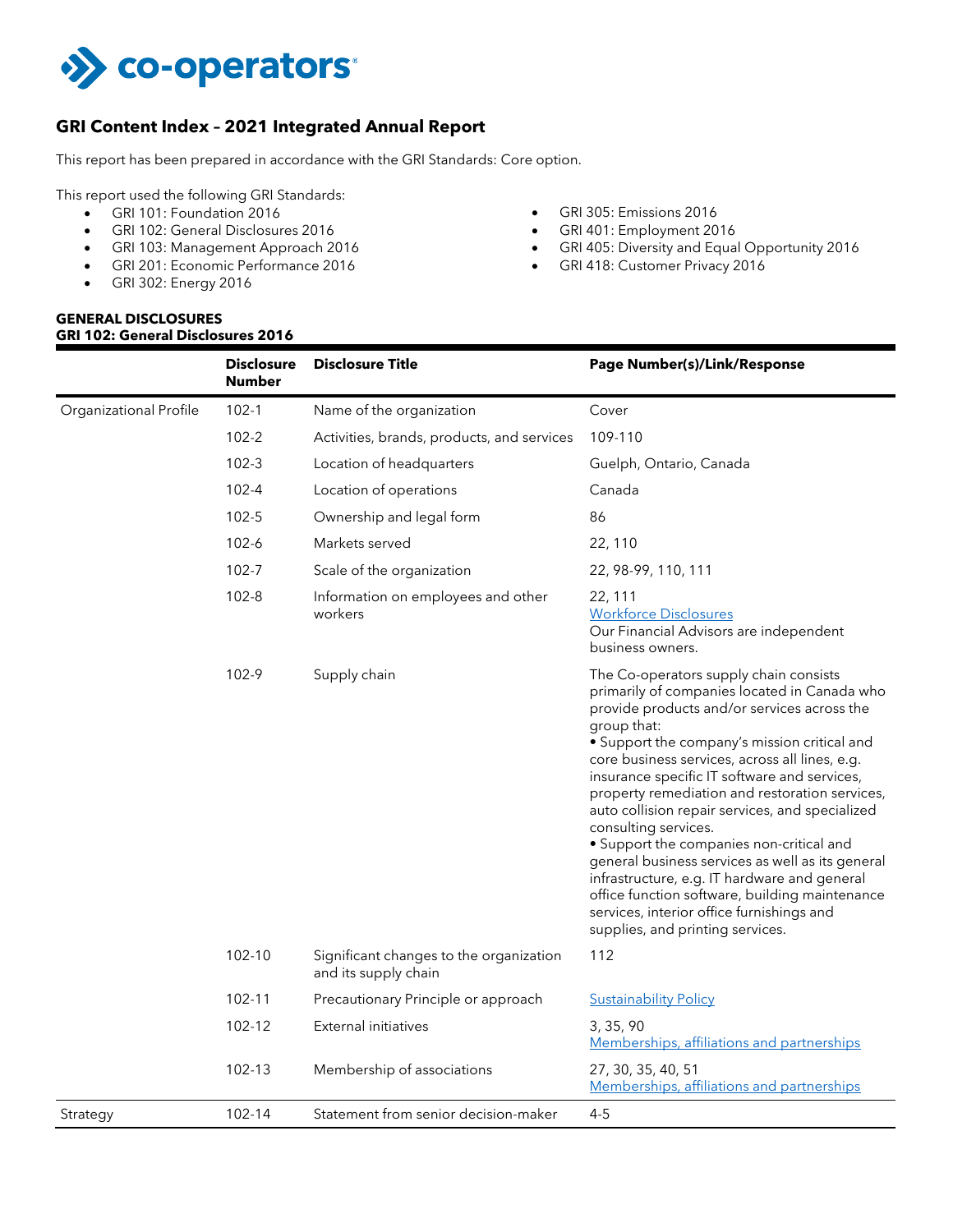co-operators

# GRI Content Index – 2021 Integrated Annual Report

This report has been prepared in accordance with the GRI Standards: Core option.

This report used the following GRI Standards:

- GRI 101: Foundation 2016
- GRI 102: General Disclosures 2016
- GRI 103: Management Approach 2016
- GRI 201: Economic Performance 2016
- GRI 302: Energy 2016
- GRI 305: Emissions 2016
- GRI 401: Employment 2016
- GRI 405: Diversity and Equal Opportunity 2016
- GRI 418: Customer Privacy 2016

**GENERAL DISCLOSURES**
**GRI 102: General Disclosures 2016**

| | Disclosure Number | Disclosure Title | Page Number(s)/Link/Response |
|---|---|---|---|
| Organizational Profile | 102-1 | Name of the organization | Cover |
| | 102-2 | Activities, brands, products, and services | 109-110 |
| | 102-3 | Location of headquarters | Guelph, Ontario, Canada |
| | 102-4 | Location of operations | Canada |
| | 102-5 | Ownership and legal form | 86 |
| | 102-6 | Markets served | 22, 110 |
| | 102-7 | Scale of the organization | 22, 98-99, 110, 111 |
| | 102-8 | Information on employees and other workers | 22, 111<br>Workforce Disclosures<br>Our Financial Advisors are independent business owners. |
| | 102-9 | Supply chain | The Co-operators supply chain consists primarily of companies located in Canada who provide products and/or services across the group that:<br>• Support the company's mission critical and core business services, across all lines, e.g. insurance specific IT software and services, property remediation and restoration services, auto collision repair services, and specialized consulting services.<br>• Support the companies non-critical and general business services as well as its general infrastructure, e.g. IT hardware and general office function software, building maintenance services, interior office furnishings and supplies, and printing services. |
| | 102-10 | Significant changes to the organization and its supply chain | 112 |
| | 102-11 | Precautionary Principle or approach | Sustainability Policy |
| | 102-12 | External initiatives | 3, 35, 90<br>Memberships, affiliations and partnerships |
| | 102-13 | Membership of associations | 27, 30, 35, 40, 51<br>Memberships, affiliations and partnerships |
| Strategy | 102-14 | Statement from senior decision-maker | 4-5 |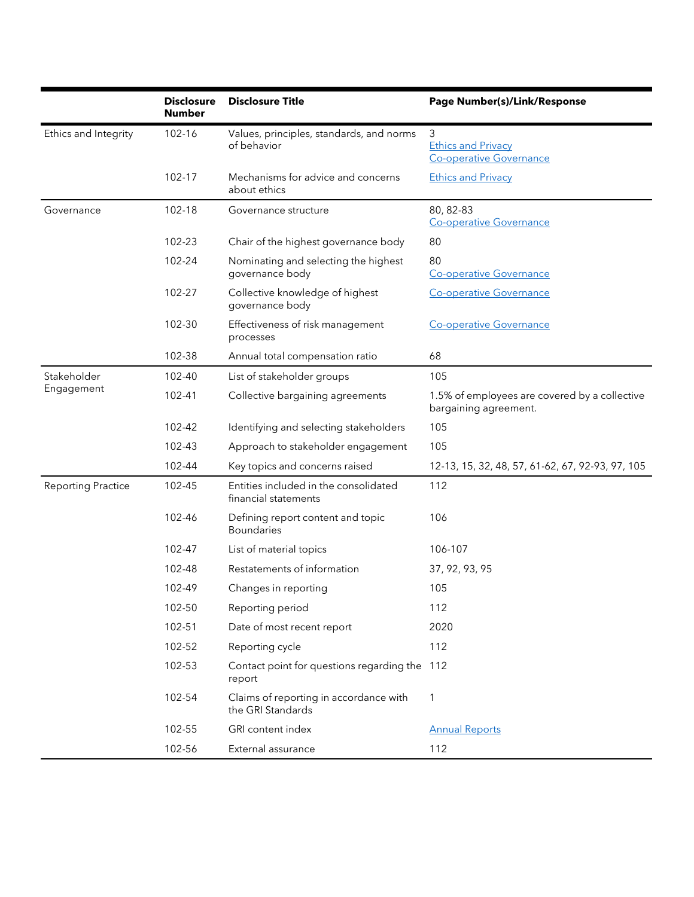| | Disclosure Number | Disclosure Title | Page Number(s)/Link/Response |
|---|---|---|---|
| Ethics and Integrity | 102-16 | Values, principles, standards, and norms of behavior | 3<br>Ethics and Privacy<br>Co-operative Governance |
| | 102-17 | Mechanisms for advice and concerns about ethics | Ethics and Privacy |
| Governance | 102-18 | Governance structure | 80, 82-83<br>Co-operative Governance |
| | 102-23 | Chair of the highest governance body | 80 |
| | 102-24 | Nominating and selecting the highest governance body | 80<br>Co-operative Governance |
| | 102-27 | Collective knowledge of highest governance body | Co-operative Governance |
| | 102-30 | Effectiveness of risk management processes | Co-operative Governance |
| | 102-38 | Annual total compensation ratio | 68 |
| Stakeholder Engagement | 102-40 | List of stakeholder groups | 105 |
| | 102-41 | Collective bargaining agreements | 1.5% of employees are covered by a collective bargaining agreement. |
| | 102-42 | Identifying and selecting stakeholders | 105 |
| | 102-43 | Approach to stakeholder engagement | 105 |
| | 102-44 | Key topics and concerns raised | 12-13, 15, 32, 48, 57, 61-62, 67, 92-93, 97, 105 |
| Reporting Practice | 102-45 | Entities included in the consolidated financial statements | 112 |
| | 102-46 | Defining report content and topic Boundaries | 106 |
| | 102-47 | List of material topics | 106-107 |
| | 102-48 | Restatements of information | 37, 92, 93, 95 |
| | 102-49 | Changes in reporting | 105 |
| | 102-50 | Reporting period | 112 |
| | 102-51 | Date of most recent report | 2020 |
| | 102-52 | Reporting cycle | 112 |
| | 102-53 | Contact point for questions regarding the report | 112 |
| | 102-54 | Claims of reporting in accordance with the GRI Standards | 1 |
| | 102-55 | GRI content index | Annual Reports |
| | 102-56 | External assurance | 112 |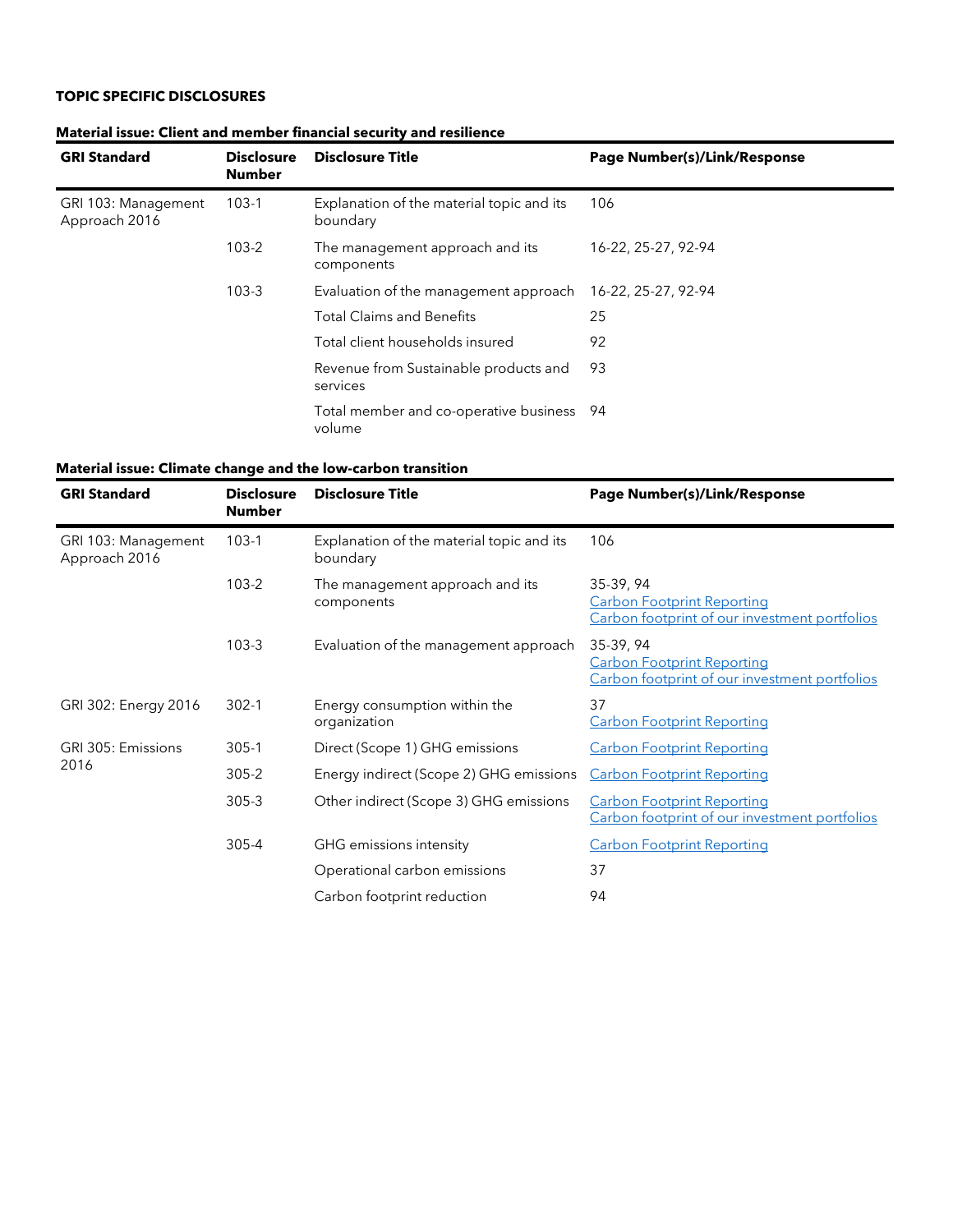**TOPIC SPECIFIC DISCLOSURES**

**Material issue: Client and member financial security and resilience**

| GRI Standard | Disclosure Number | Disclosure Title | Page Number(s)/Link/Response |
|---|---|---|---|
| GRI 103: Management Approach 2016 | 103-1 | Explanation of the material topic and its boundary | 106 |
| | 103-2 | The management approach and its components | 16-22, 25-27, 92-94 |
| | 103-3 | Evaluation of the management approach | 16-22, 25-27, 92-94 |
| | | Total Claims and Benefits | 25 |
| | | Total client households insured | 92 |
| | | Revenue from Sustainable products and services | 93 |
| | | Total member and co-operative business volume | 94 |

**Material issue: Climate change and the low-carbon transition**

| GRI Standard | Disclosure Number | Disclosure Title | Page Number(s)/Link/Response |
|---|---|---|---|
| GRI 103: Management Approach 2016 | 103-1 | Explanation of the material topic and its boundary | 106 |
| | 103-2 | The management approach and its components | 35-39, 94<br>Carbon Footprint Reporting<br>Carbon footprint of our investment portfolios |
| | 103-3 | Evaluation of the management approach | 35-39, 94<br>Carbon Footprint Reporting<br>Carbon footprint of our investment portfolios |
| GRI 302: Energy 2016 | 302-1 | Energy consumption within the organization | 37<br>Carbon Footprint Reporting |
| GRI 305: Emissions 2016 | 305-1 | Direct (Scope 1) GHG emissions | Carbon Footprint Reporting |
| | 305-2 | Energy indirect (Scope 2) GHG emissions | Carbon Footprint Reporting |
| | 305-3 | Other indirect (Scope 3) GHG emissions | Carbon Footprint Reporting<br>Carbon footprint of our investment portfolios |
| | 305-4 | GHG emissions intensity | Carbon Footprint Reporting |
| | | Operational carbon emissions | 37 |
| | | Carbon footprint reduction | 94 |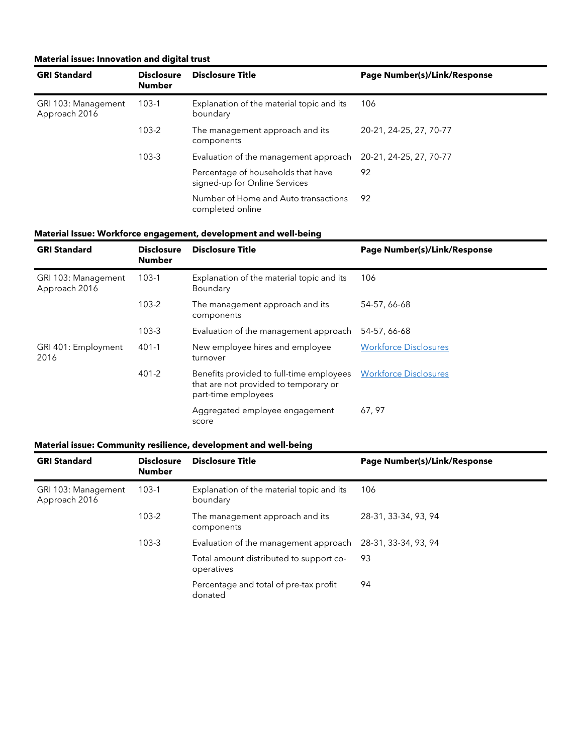**Material issue: Innovation and digital trust**

| GRI Standard | Disclosure Number | Disclosure Title | Page Number(s)/Link/Response |
|---|---|---|---|
| GRI 103: Management Approach 2016 | 103-1 | Explanation of the material topic and its boundary | 106 |
| | 103-2 | The management approach and its components | 20-21, 24-25, 27, 70-77 |
| | 103-3 | Evaluation of the management approach | 20-21, 24-25, 27, 70-77 |
| | | Percentage of households that have signed-up for Online Services | 92 |
| | | Number of Home and Auto transactions completed online | 92 |

**Material Issue: Workforce engagement, development and well-being**

| GRI Standard | Disclosure Number | Disclosure Title | Page Number(s)/Link/Response |
|---|---|---|---|
| GRI 103: Management Approach 2016 | 103-1 | Explanation of the material topic and its Boundary | 106 |
| | 103-2 | The management approach and its components | 54-57, 66-68 |
| | 103-3 | Evaluation of the management approach | 54-57, 66-68 |
| GRI 401: Employment 2016 | 401-1 | New employee hires and employee turnover | Workforce Disclosures |
| | 401-2 | Benefits provided to full-time employees that are not provided to temporary or part-time employees | Workforce Disclosures |
| | | Aggregated employee engagement score | 67, 97 |

**Material issue: Community resilience, development and well-being**

| GRI Standard | Disclosure Number | Disclosure Title | Page Number(s)/Link/Response |
|---|---|---|---|
| GRI 103: Management Approach 2016 | 103-1 | Explanation of the material topic and its boundary | 106 |
| | 103-2 | The management approach and its components | 28-31, 33-34, 93, 94 |
| | 103-3 | Evaluation of the management approach | 28-31, 33-34, 93, 94 |
| | | Total amount distributed to support co-operatives | 93 |
| | | Percentage and total of pre-tax profit donated | 94 |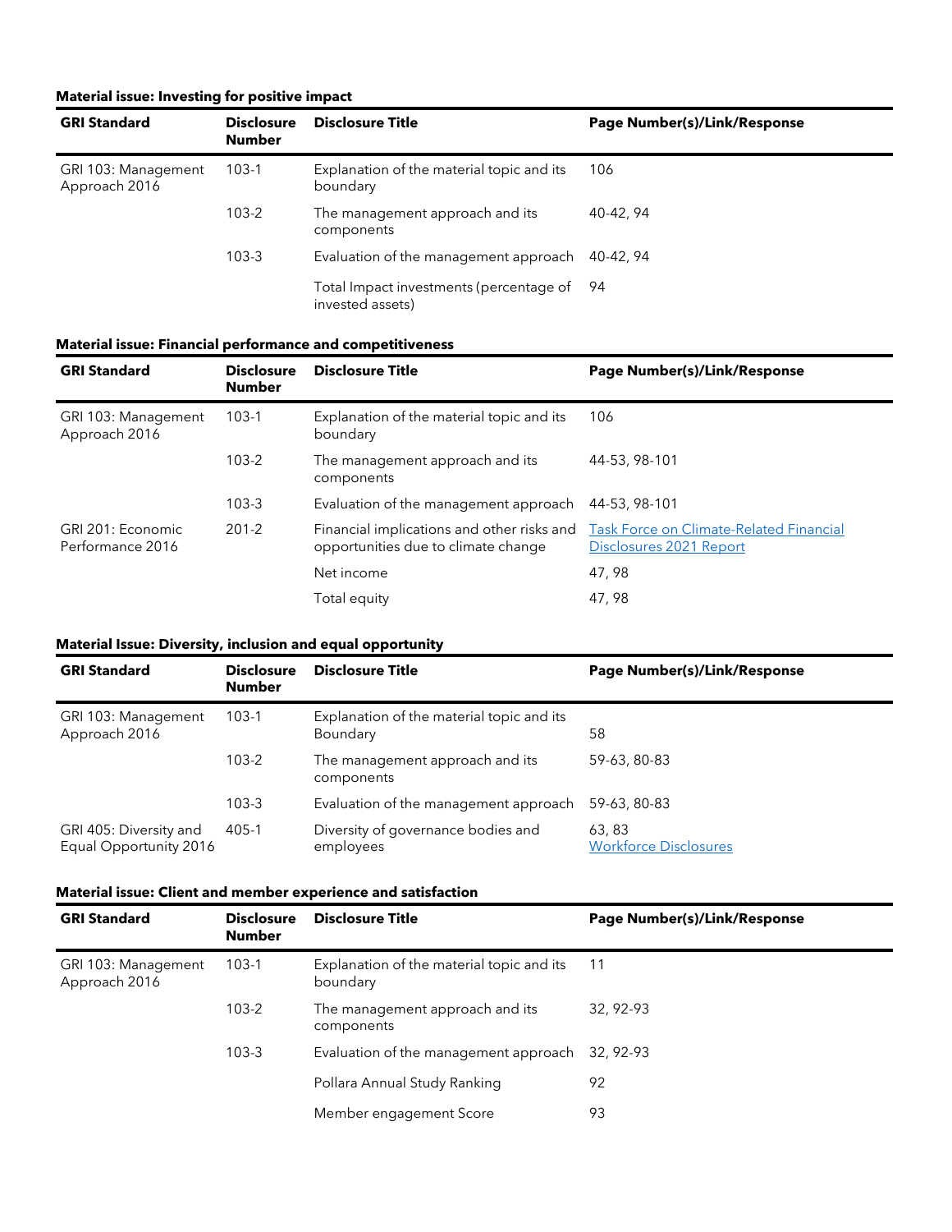**Material issue: Investing for positive impact**

| GRI Standard | Disclosure Number | Disclosure Title | Page Number(s)/Link/Response |
|---|---|---|---|
| GRI 103: Management Approach 2016 | 103-1 | Explanation of the material topic and its boundary | 106 |
| | 103-2 | The management approach and its components | 40-42, 94 |
| | 103-3 | Evaluation of the management approach | 40-42, 94 |
| | | Total Impact investments (percentage of invested assets) | 94 |

**Material issue: Financial performance and competitiveness**

| GRI Standard | Disclosure Number | Disclosure Title | Page Number(s)/Link/Response |
|---|---|---|---|
| GRI 103: Management Approach 2016 | 103-1 | Explanation of the material topic and its boundary | 106 |
| | 103-2 | The management approach and its components | 44-53, 98-101 |
| | 103-3 | Evaluation of the management approach | 44-53, 98-101 |
| GRI 201: Economic Performance 2016 | 201-2 | Financial implications and other risks and opportunities due to climate change | Task Force on Climate-Related Financial Disclosures 2021 Report |
| | | Net income | 47, 98 |
| | | Total equity | 47, 98 |

**Material Issue: Diversity, inclusion and equal opportunity**

| GRI Standard | Disclosure Number | Disclosure Title | Page Number(s)/Link/Response |
|---|---|---|---|
| GRI 103: Management Approach 2016 | 103-1 | Explanation of the material topic and its Boundary | 58 |
| | 103-2 | The management approach and its components | 59-63, 80-83 |
| | 103-3 | Evaluation of the management approach | 59-63, 80-83 |
| GRI 405: Diversity and Equal Opportunity 2016 | 405-1 | Diversity of governance bodies and employees | 63, 83<br>Workforce Disclosures |

**Material issue: Client and member experience and satisfaction**

| GRI Standard | Disclosure Number | Disclosure Title | Page Number(s)/Link/Response |
|---|---|---|---|
| GRI 103: Management Approach 2016 | 103-1 | Explanation of the material topic and its boundary | 11 |
| | 103-2 | The management approach and its components | 32, 92-93 |
| | 103-3 | Evaluation of the management approach | 32, 92-93 |
| | | Pollara Annual Study Ranking | 92 |
| | | Member engagement Score | 93 |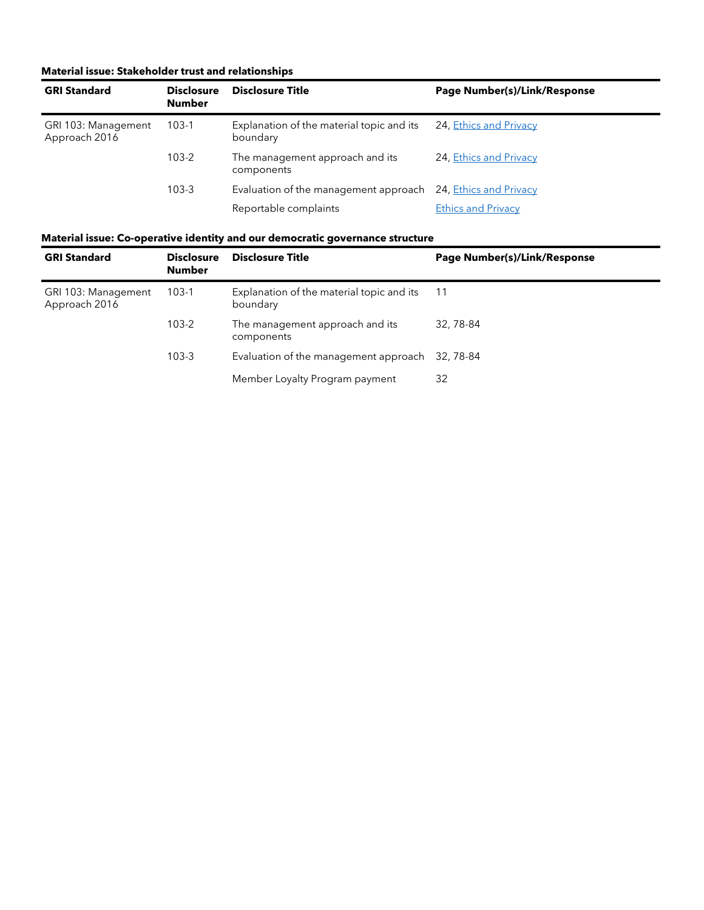**Material issue: Stakeholder trust and relationships**

| GRI Standard | Disclosure Number | Disclosure Title | Page Number(s)/Link/Response |
|---|---|---|---|
| GRI 103: Management Approach 2016 | 103-1 | Explanation of the material topic and its boundary | 24, Ethics and Privacy |
| | 103-2 | The management approach and its components | 24, Ethics and Privacy |
| | 103-3 | Evaluation of the management approach | 24, Ethics and Privacy |
| | | Reportable complaints | Ethics and Privacy |

**Material issue: Co-operative identity and our democratic governance structure**

| GRI Standard | Disclosure Number | Disclosure Title | Page Number(s)/Link/Response |
|---|---|---|---|
| GRI 103: Management Approach 2016 | 103-1 | Explanation of the material topic and its boundary | 11 |
| | 103-2 | The management approach and its components | 32, 78-84 |
| | 103-3 | Evaluation of the management approach | 32, 78-84 |
| | | Member Loyalty Program payment | 32 |